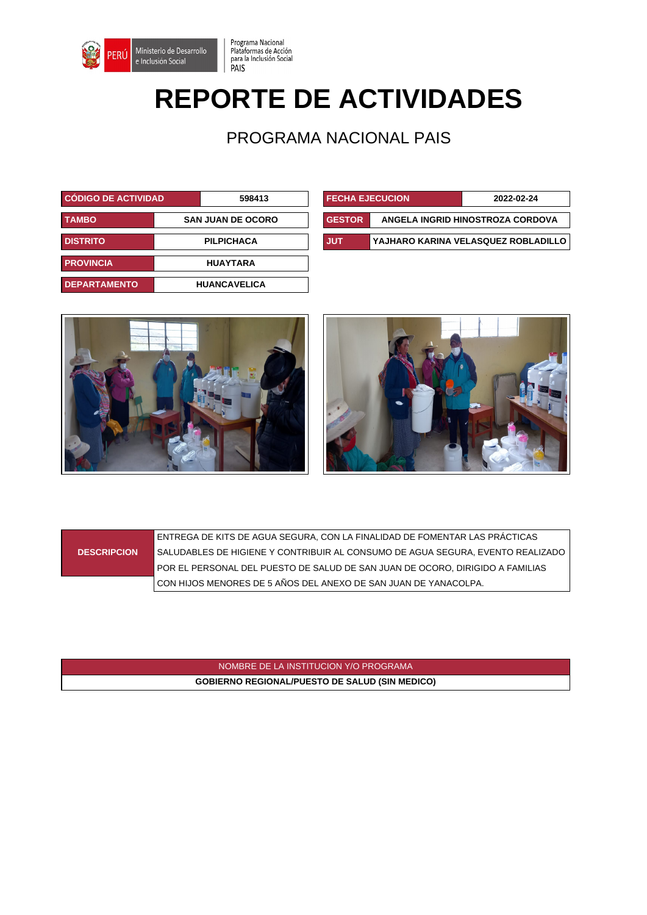Programa Nacional Plataformas de Acción para la Inclusión Social PAIS

# REPORTE DE ACTIVIDADES

## PROGRAMA NACIONAL PAIS

| CÓDIGO DE ACTIVIDAD | 598413 |
|---|---|
| TAMBO | SAN JUAN DE OCORO |
| DISTRITO | PILPICHACA |
| PROVINCIA | HUAYTARA |
| DEPARTAMENTO | HUANCAVELICA |

| FECHA EJECUCION | 2022-02-24 |
|---|---|
| GESTOR | ANGELA INGRID HINOSTROZA CORDOVA |
| JUT | YAJHARO KARINA VELASQUEZ ROBLADILLO |

| DESCRIPCION | ENTREGA DE KITS DE AGUA SEGURA, CON LA FINALIDAD DE FOMENTAR LAS PRÁCTICAS SALUDABLES DE HIGIENE Y CONTRIBUIR AL CONSUMO DE AGUA SEGURA, EVENTO REALIZADO POR EL PERSONAL DEL PUESTO DE SALUD DE SAN JUAN DE OCORO, DIRIGIDO A FAMILIAS CON HIJOS MENORES DE 5 AÑOS DEL ANEXO DE SAN JUAN DE YANACOLPA. |
|---|---|

| NOMBRE DE LA INSTITUCION Y/O PROGRAMA |
|---|
| GOBIERNO REGIONAL/PUESTO DE SALUD (SIN MEDICO) |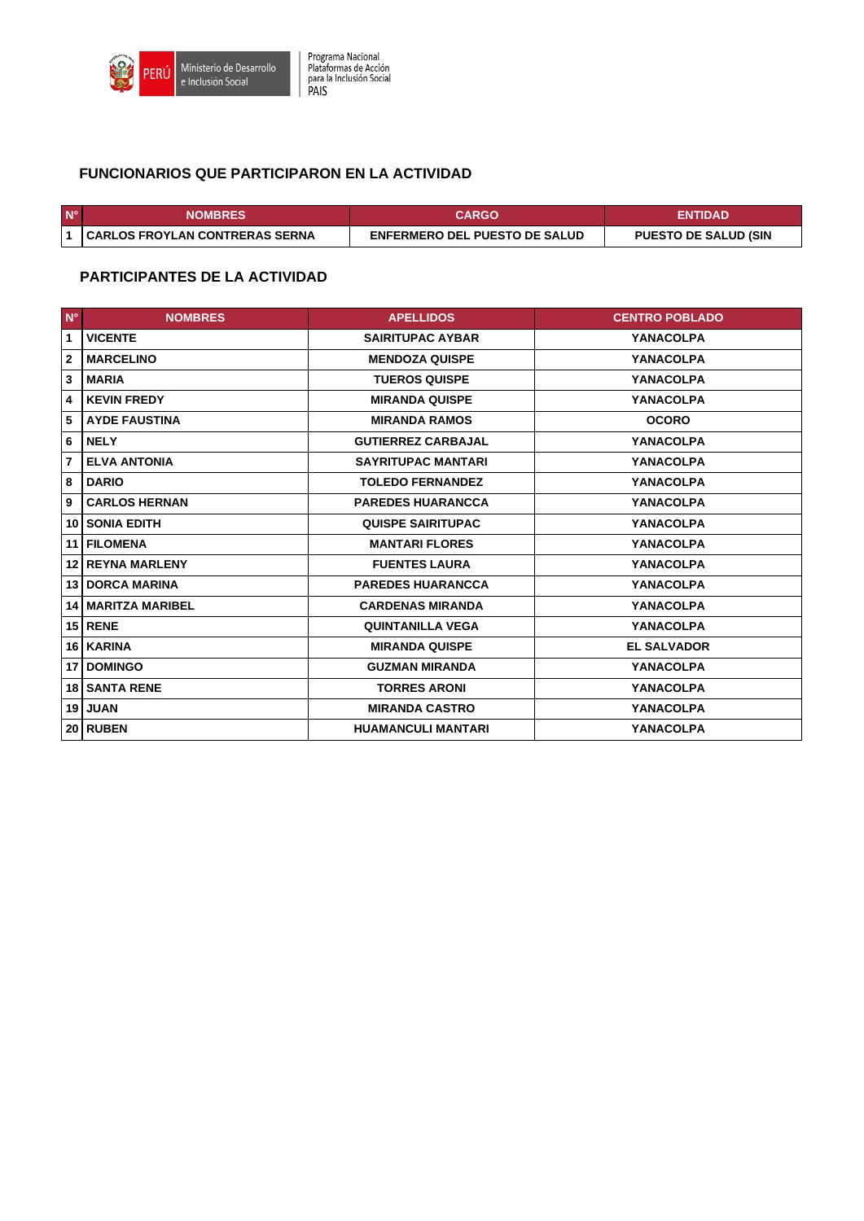Programa Nacional Plataformas de Acción para la Inclusión Social PAIS

## FUNCIONARIOS QUE PARTICIPARON EN LA ACTIVIDAD

| N° | NOMBRES | CARGO | ENTIDAD |
|---|---|---|---|
| 1 | CARLOS FROYLAN CONTRERAS SERNA | ENFERMERO DEL PUESTO DE SALUD | PUESTO DE SALUD (SIN |

## PARTICIPANTES DE LA ACTIVIDAD

| N° | NOMBRES | APELLIDOS | CENTRO POBLADO |
|---|---|---|---|
| 1 | VICENTE | SAIRITUPAC AYBAR | YANACOLPA |
| 2 | MARCELINO | MENDOZA QUISPE | YANACOLPA |
| 3 | MARIA | TUEROS QUISPE | YANACOLPA |
| 4 | KEVIN FREDY | MIRANDA QUISPE | YANACOLPA |
| 5 | AYDE FAUSTINA | MIRANDA RAMOS | OCORO |
| 6 | NELY | GUTIERREZ CARBAJAL | YANACOLPA |
| 7 | ELVA ANTONIA | SAYRITUPAC MANTARI | YANACOLPA |
| 8 | DARIO | TOLEDO FERNANDEZ | YANACOLPA |
| 9 | CARLOS HERNAN | PAREDES HUARANCCA | YANACOLPA |
| 10 | SONIA EDITH | QUISPE SAIRITUPAC | YANACOLPA |
| 11 | FILOMENA | MANTARI FLORES | YANACOLPA |
| 12 | REYNA MARLENY | FUENTES LAURA | YANACOLPA |
| 13 | DORCA MARINA | PAREDES HUARANCCA | YANACOLPA |
| 14 | MARITZA MARIBEL | CARDENAS MIRANDA | YANACOLPA |
| 15 | RENE | QUINTANILLA VEGA | YANACOLPA |
| 16 | KARINA | MIRANDA QUISPE | EL SALVADOR |
| 17 | DOMINGO | GUZMAN MIRANDA | YANACOLPA |
| 18 | SANTA RENE | TORRES ARONI | YANACOLPA |
| 19 | JUAN | MIRANDA CASTRO | YANACOLPA |
| 20 | RUBEN | HUAMANCULI MANTARI | YANACOLPA |